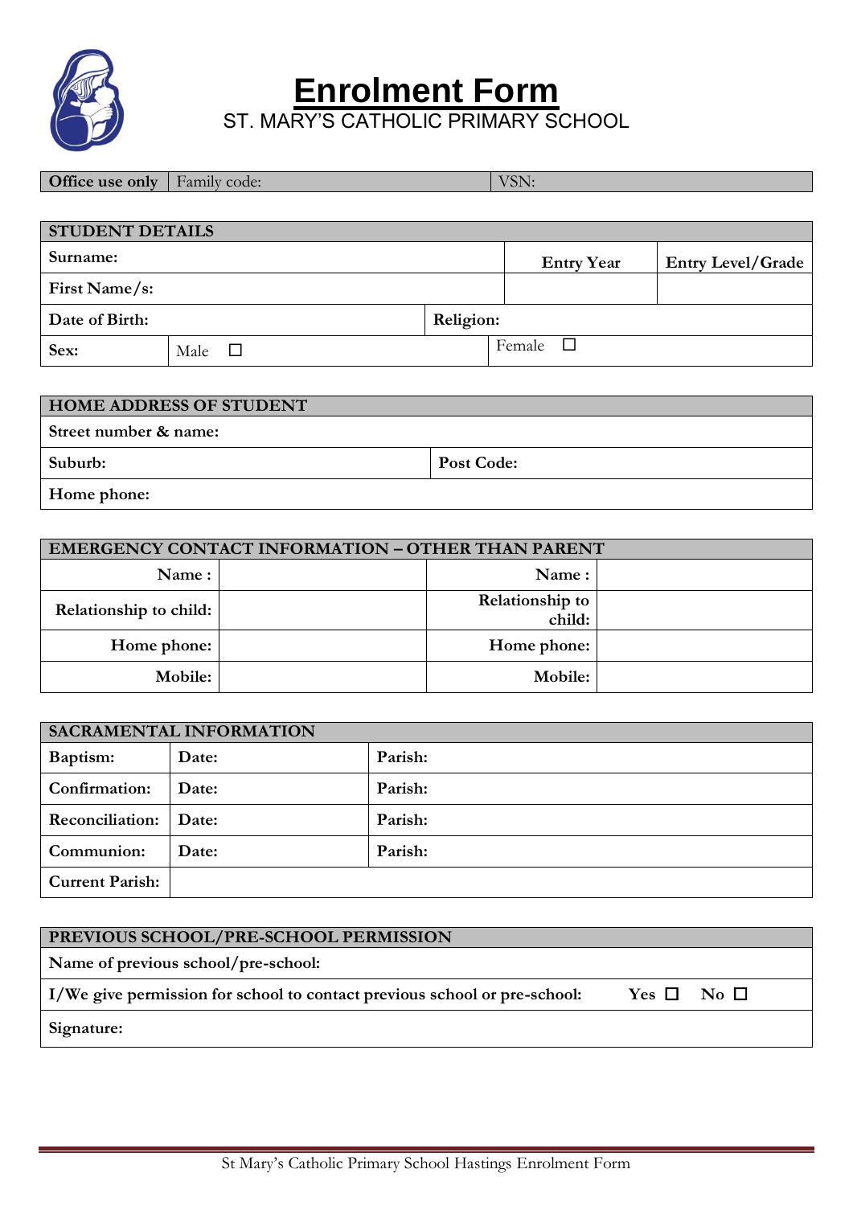# Enrolment Form

## ST. MARY'S CATHOLIC PRIMARY SCHOOL

| Office use only | Family code: | VSN: |
|---|---|---|

| STUDENT DETAILS | | | |
|---|---|---|---|
| Surname: | | Entry Year | Entry Level/Grade |
| First Name/s: | | | |
| Date of Birth: | Religion: | | |
| Sex: | Male ☐ | Female ☐ | |

| HOME ADDRESS OF STUDENT | |
|---|---|
| Street number & name: | |
| Suburb: | Post Code: |
| Home phone: | |

| EMERGENCY CONTACT INFORMATION – OTHER THAN PARENT | | | |
|---|---|---|---|
| Name : | | Name : | |
| Relationship to child: | | Relationship to child: | |
| Home phone: | | Home phone: | |
| Mobile: | | Mobile: | |

| SACRAMENTAL INFORMATION | | |
|---|---|---|
| Baptism: | Date: | Parish: |
| Confirmation: | Date: | Parish: |
| Reconciliation: | Date: | Parish: |
| Communion: | Date: | Parish: |
| Current Parish: | | |

| PREVIOUS SCHOOL/PRE-SCHOOL PERMISSION | |
|---|---|
| Name of previous school/pre-school: | |
| I/We give permission for school to contact previous school or pre-school: | Yes ☐ No ☐ |
| Signature: | |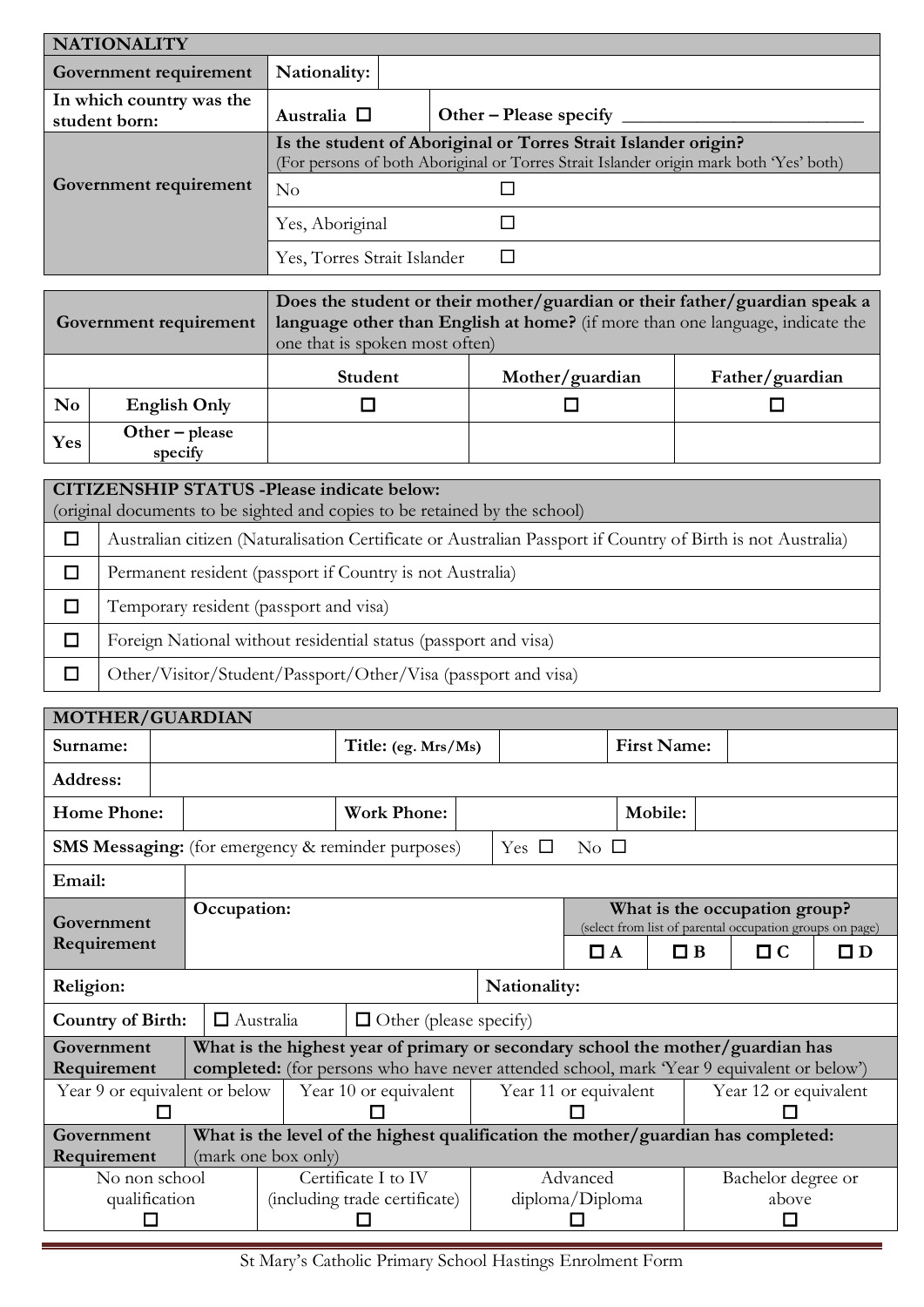| NATIONALITY | | |
|---|---|---|
| **Government requirement** | **Nationality:** | |
| **In which country was the student born:** | **Australia** ☐ | **Other – Please specify** ____________ |
| **Government requirement** | **Is the student of Aboriginal or Torres Strait Islander origin?** (For persons of both Aboriginal or Torres Strait Islander origin mark both 'Yes' both) | |
| | No | ☐ |
| | Yes, Aboriginal | ☐ |
| | Yes, Torres Strait Islander | ☐ |

| **Government requirement** | | **Does the student or their mother/guardian or their father/guardian speak a language other than English at home?** (if more than one language, indicate the one that is spoken most often) | | |
|---|---|---|---|---|
| | | **Student** | **Mother/guardian** | **Father/guardian** |
| **No** | **English Only** | ☐ | ☐ | ☐ |
| **Yes** | **Other – please specify** | | | |

| **CITIZENSHIP STATUS -Please indicate below:** (original documents to be sighted and copies to be retained by the school) | |
|---|---|
| ☐ | Australian citizen (Naturalisation Certificate or Australian Passport if Country of Birth is not Australia) |
| ☐ | Permanent resident (passport if Country is not Australia) |
| ☐ | Temporary resident (passport and visa) |
| ☐ | Foreign National without residential status (passport and visa) |
| ☐ | Other/Visitor/Student/Passport/Other/Visa (passport and visa) |

| MOTHER/GUARDIAN | | | | | |
|---|---|---|---|---|---|
| **Surname:** | | **Title: (eg. Mrs/Ms)** | | **First Name:** | |
| **Address:** | | | | | |
| **Home Phone:** | | **Work Phone:** | | **Mobile:** | |
| **SMS Messaging:** (for emergency & reminder purposes) | | | Yes ☐ No ☐ | | |
| **Email:** | | | | | |
| **Government Requirement** | **Occupation:** | | **What is the occupation group?** (select from list of parental occupation groups on page) ☐ **A** ☐ **B** ☐ **C** ☐ **D** | | |
| **Religion:** | | | **Nationality:** | | |
| **Country of Birth:** | ☐ Australia | ☐ Other (please specify) | | | |

| **Government Requirement** | **What is the highest year of primary or secondary school the mother/guardian has completed:** (for persons who have never attended school, mark 'Year 9 equivalent or below') | | |
|---|---|---|---|
| Year 9 or equivalent or below ☐ | Year 10 or equivalent ☐ | Year 11 or equivalent ☐ | Year 12 or equivalent ☐ |

| **Government Requirement** | **What is the level of the highest qualification the mother/guardian has completed:** (mark one box only) | | |
|---|---|---|---|
| No non school qualification ☐ | Certificate I to IV (including trade certificate) ☐ | Advanced diploma/Diploma ☐ | Bachelor degree or above ☐ |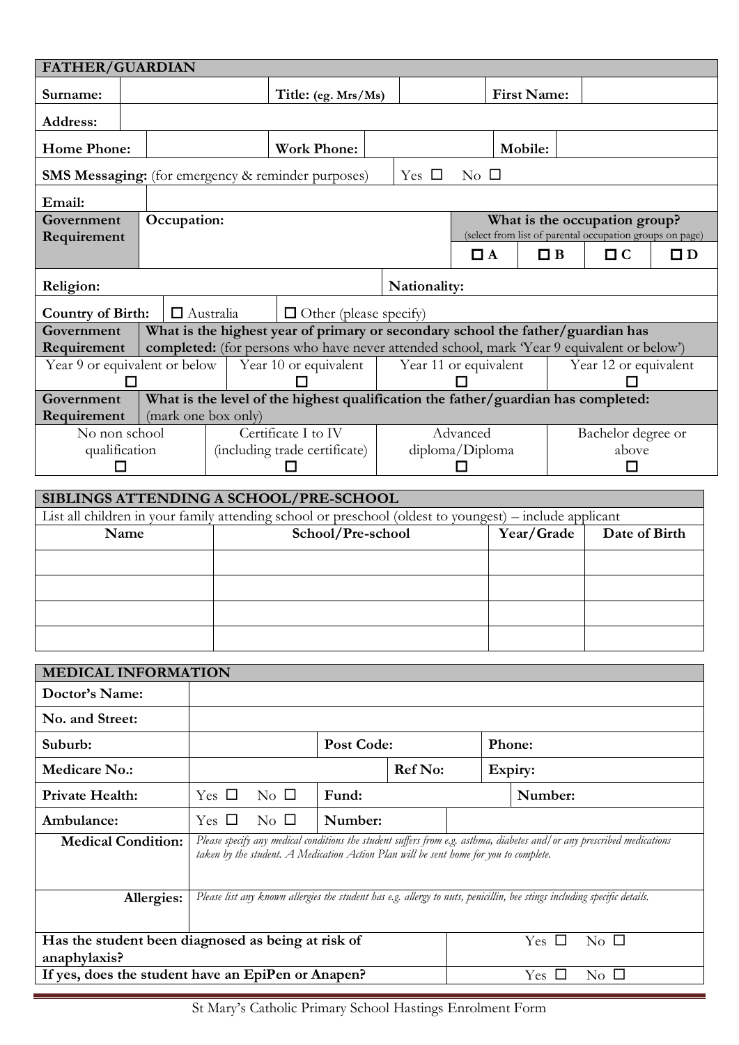## FATHER/GUARDIAN

| Surname: | | Title: (eg. Mrs/Ms) | | First Name: | |
|---|---|---|---|---|---|
| Address: | | | | | |
| Home Phone: | | Work Phone: | | Mobile: | |

**SMS Messaging:** (for emergency & reminder purposes) Yes ☐ No ☐

**Email:**

| Government Requirement | Occupation: | What is the occupation group? (select from list of parental occupation groups on page) | | | |
|---|---|---|---|---|---|
| | | ☐ A | ☐ B | ☐ C | ☐ D |

**Religion:** **Nationality:**

**Country of Birth:** ☐ Australia ☐ Other (please specify)

**Government Requirement** — **What is the highest year of primary or secondary school the father/guardian has completed:** (for persons who have never attended school, mark 'Year 9 equivalent or below')

| Year 9 or equivalent or below | Year 10 or equivalent | Year 11 or equivalent | Year 12 or equivalent |
|---|---|---|---|
| ☐ | ☐ | ☐ | ☐ |

**Government Requirement** — **What is the level of the highest qualification the father/guardian has completed:** (mark one box only)

| No non school qualification | Certificate I to IV (including trade certificate) | Advanced diploma/Diploma | Bachelor degree or above |
|---|---|---|---|
| ☐ | ☐ | ☐ | ☐ |

## SIBLINGS ATTENDING A SCHOOL/PRE-SCHOOL

List all children in your family attending school or preschool (oldest to youngest) – include applicant

| Name | School/Pre-school | Year/Grade | Date of Birth |
|---|---|---|---|
| | | | |
| | | | |
| | | | |
| | | | |

## MEDICAL INFORMATION

| Doctor's Name: | | | | | |
|---|---|---|---|---|---|
| No. and Street: | | | | | |
| Suburb: | | Post Code: | | Phone: | |
| Medicare No.: | | Ref No: | | Expiry: | |
| Private Health: | Yes ☐ No ☐ | Fund: | | Number: | |
| Ambulance: | Yes ☐ No ☐ | Number: | | | |

**Medical Condition:** *Please specify any medical conditions the student suffers from e.g. asthma, diabetes and/or any prescribed medications taken by the student. A Medication Action Plan will be sent home for you to complete.*

**Allergies:** *Please list any known allergies the student has e.g. allergy to nuts, penicillin, bee stings including specific details.*

| | |
|---|---|
| **Has the student been diagnosed as being at risk of anaphylaxis?** | Yes ☐ No ☐ |
| **If yes, does the student have an EpiPen or Anapen?** | Yes ☐ No ☐ |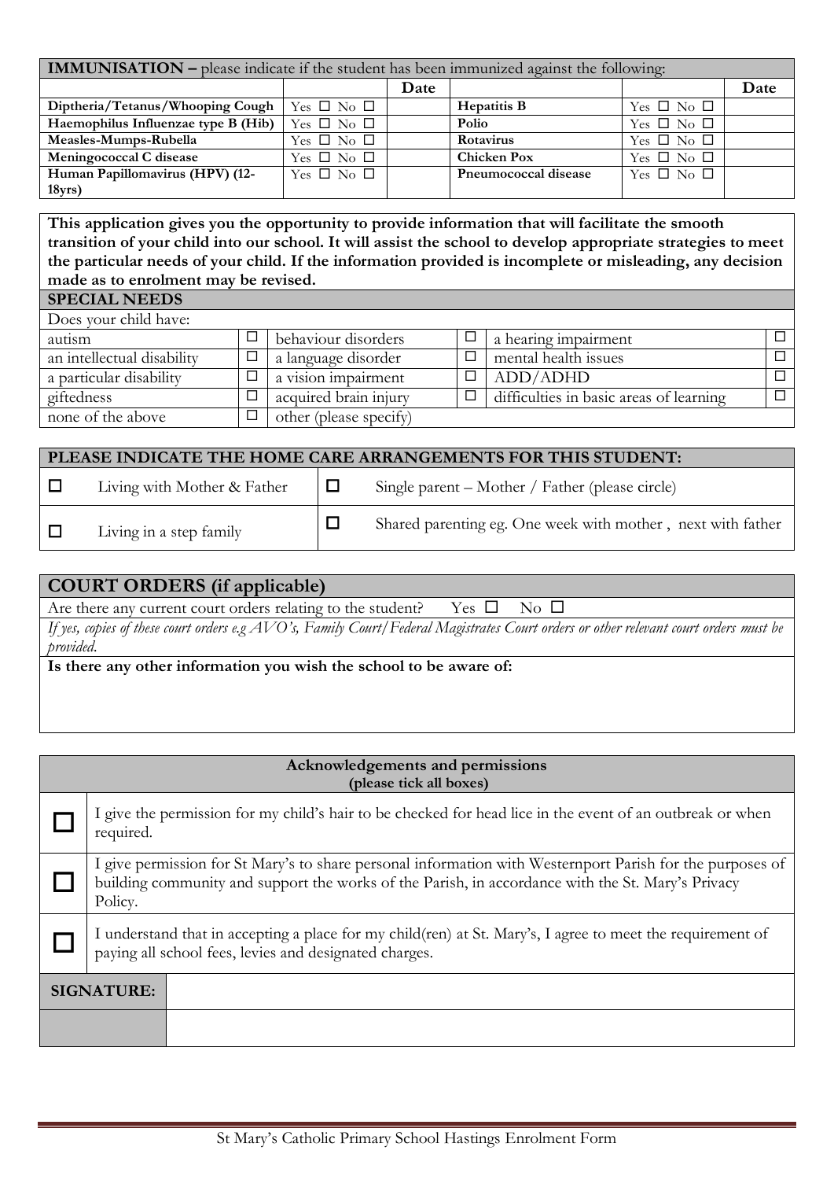| **IMMUNISATION –** please indicate if the student has been immunized against the following: | | | | | |
|---|---|---|---|---|---|
| | | **Date** | | | **Date** |
| **Diptheria/Tetanus/Whooping Cough** | Yes ☐ No ☐ | | **Hepatitis B** | Yes ☐ No ☐ | |
| **Haemophilus Influenzae type B (Hib)** | Yes ☐ No ☐ | | **Polio** | Yes ☐ No ☐ | |
| **Measles-Mumps-Rubella** | Yes ☐ No ☐ | | **Rotavirus** | Yes ☐ No ☐ | |
| **Meningococcal C disease** | Yes ☐ No ☐ | | **Chicken Pox** | Yes ☐ No ☐ | |
| **Human Papillomavirus (HPV) (12-18yrs)** | Yes ☐ No ☐ | | **Pneumococcal disease** | Yes ☐ No ☐ | |

**This application gives you the opportunity to provide information that will facilitate the smooth transition of your child into our school. It will assist the school to develop appropriate strategies to meet the particular needs of your child. If the information provided is incomplete or misleading, any decision made as to enrolment may be revised.**

| **SPECIAL NEEDS** | | | | | |
|---|---|---|---|---|---|
| Does your child have: | | | | | |
| autism | ☐ | behaviour disorders | ☐ | a hearing impairment | ☐ |
| an intellectual disability | ☐ | a language disorder | ☐ | mental health issues | ☐ |
| a particular disability | ☐ | a vision impairment | ☐ | ADD/ADHD | ☐ |
| giftedness | ☐ | acquired brain injury | ☐ | difficulties in basic areas of learning | ☐ |
| none of the above | ☐ | other (please specify) | | | |

| **PLEASE INDICATE THE HOME CARE ARRANGEMENTS FOR THIS STUDENT:** | | | |
|---|---|---|---|
| ☐ | Living with Mother & Father | ☐ | Single parent – Mother / Father (please circle) |
| ☐ | Living in a step family | ☐ | Shared parenting eg. One week with mother , next with father |

## COURT ORDERS (if applicable)

Are there any current court orders relating to the student? Yes ☐ No ☐

*If yes, copies of these court orders e.g AVO's, Family Court/Federal Magistrates Court orders or other relevant court orders must be provided.*

**Is there any other information you wish the school to be aware of:**

| **Acknowledgements and permissions (please tick all boxes)** | |
|---|---|
| ☐ | I give the permission for my child's hair to be checked for head lice in the event of an outbreak or when required. |
| ☐ | I give permission for St Mary's to share personal information with Westernport Parish for the purposes of building community and support the works of the Parish, in accordance with the St. Mary's Privacy Policy. |
| ☐ | I understand that in accepting a place for my child(ren) at St. Mary's, I agree to meet the requirement of paying all school fees, levies and designated charges. |
| **SIGNATURE:** | |
| | |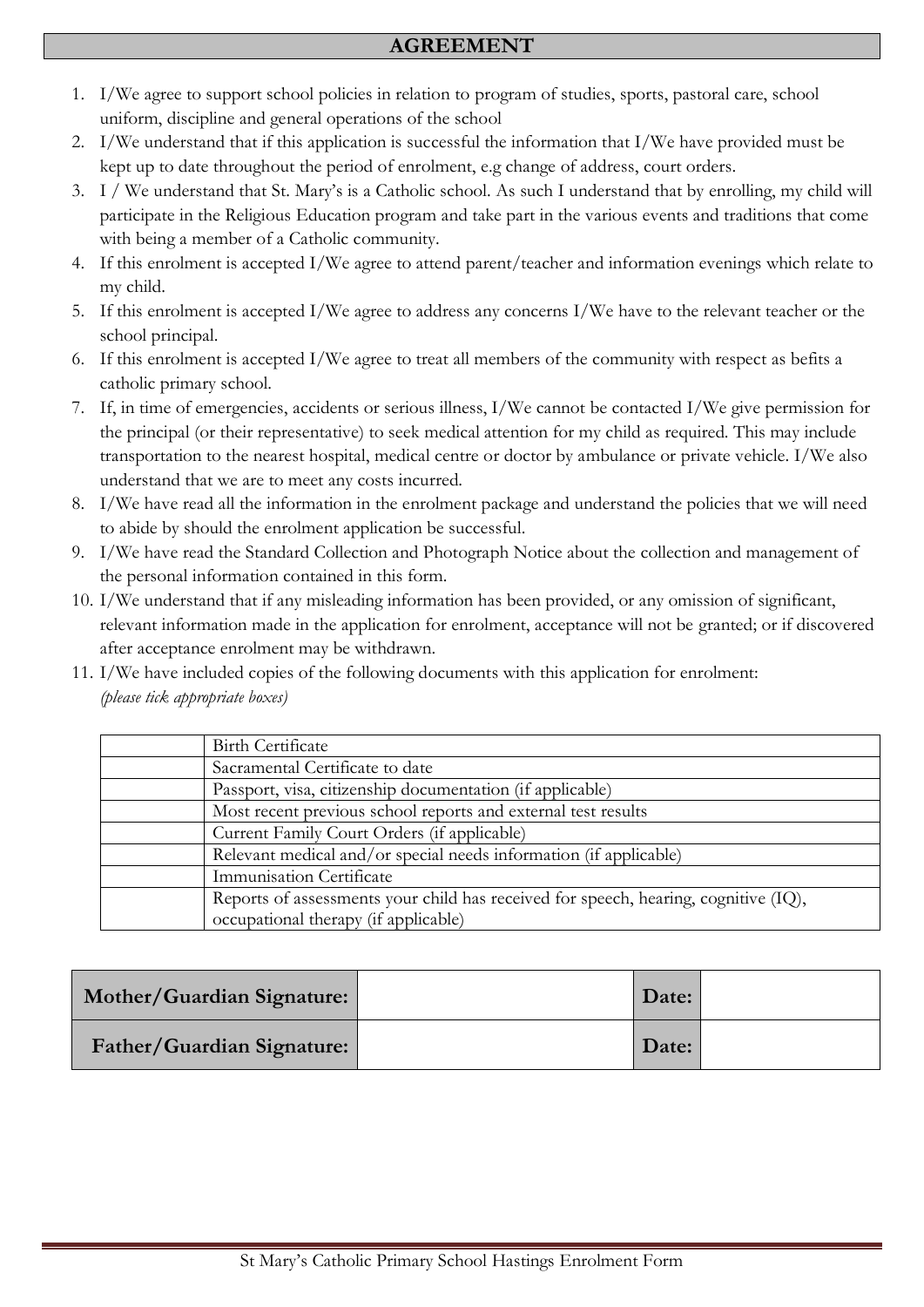## AGREEMENT

1. I/We agree to support school policies in relation to program of studies, sports, pastoral care, school uniform, discipline and general operations of the school
2. I/We understand that if this application is successful the information that I/We have provided must be kept up to date throughout the period of enrolment, e.g change of address, court orders.
3. I / We understand that St. Mary's is a Catholic school. As such I understand that by enrolling, my child will participate in the Religious Education program and take part in the various events and traditions that come with being a member of a Catholic community.
4. If this enrolment is accepted I/We agree to attend parent/teacher and information evenings which relate to my child.
5. If this enrolment is accepted I/We agree to address any concerns I/We have to the relevant teacher or the school principal.
6. If this enrolment is accepted I/We agree to treat all members of the community with respect as befits a catholic primary school.
7. If, in time of emergencies, accidents or serious illness, I/We cannot be contacted I/We give permission for the principal (or their representative) to seek medical attention for my child as required. This may include transportation to the nearest hospital, medical centre or doctor by ambulance or private vehicle. I/We also understand that we are to meet any costs incurred.
8. I/We have read all the information in the enrolment package and understand the policies that we will need to abide by should the enrolment application be successful.
9. I/We have read the Standard Collection and Photograph Notice about the collection and management of the personal information contained in this form.
10. I/We understand that if any misleading information has been provided, or any omission of significant, relevant information made in the application for enrolment, acceptance will not be granted; or if discovered after acceptance enrolment may be withdrawn.
11. I/We have included copies of the following documents with this application for enrolment:
    *(please tick appropriate boxes)*

| | |
|---|---|
| | Birth Certificate |
| | Sacramental Certificate to date |
| | Passport, visa, citizenship documentation (if applicable) |
| | Most recent previous school reports and external test results |
| | Current Family Court Orders (if applicable) |
| | Relevant medical and/or special needs information (if applicable) |
| | Immunisation Certificate |
| | Reports of assessments your child has received for speech, hearing, cognitive (IQ), occupational therapy (if applicable) |

| | | | |
|---|---|---|---|
| **Mother/Guardian Signature:** | | **Date:** | |
| **Father/Guardian Signature:** | | **Date:** | |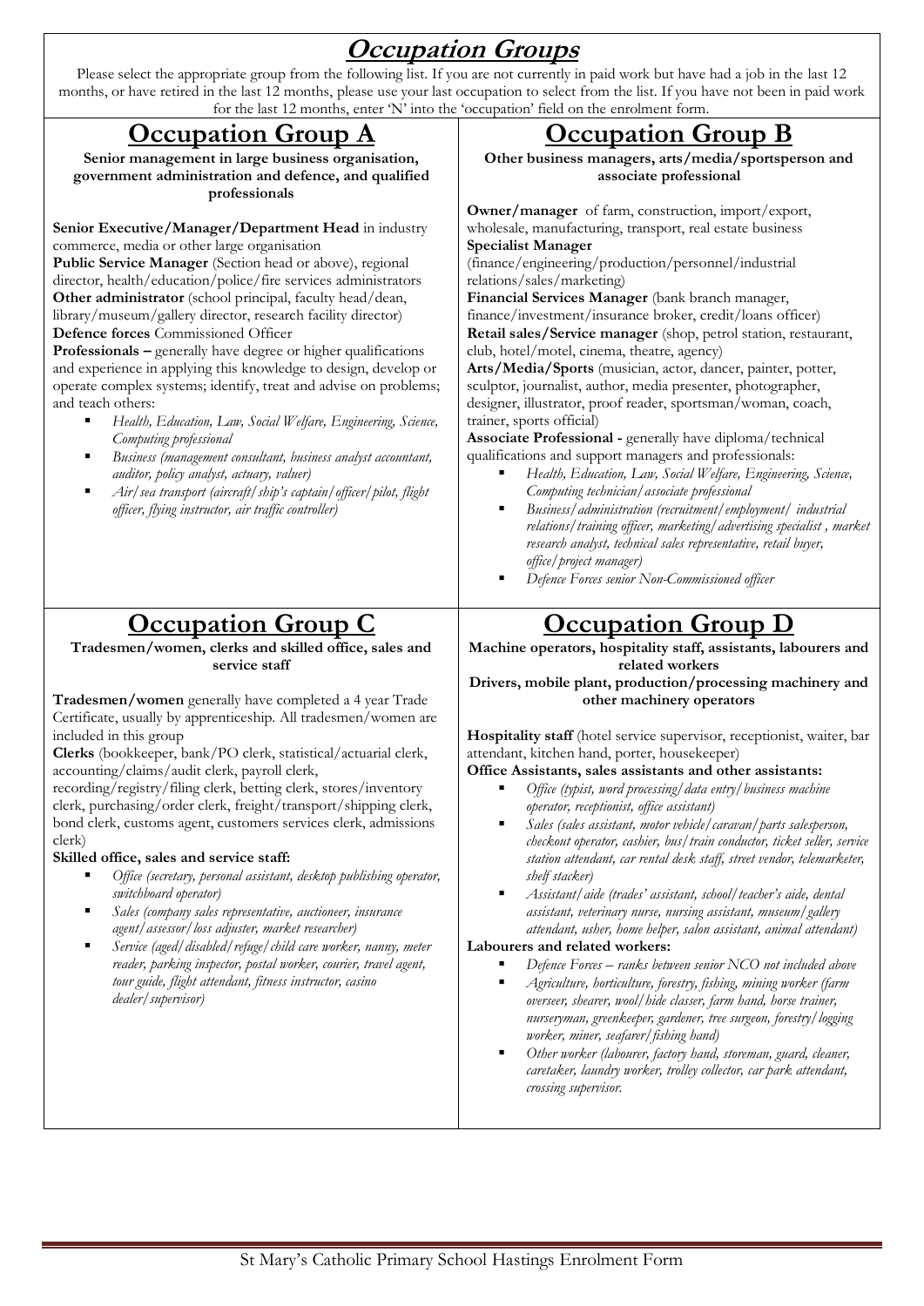# Occupation Groups

Please select the appropriate group from the following list. If you are not currently in paid work but have had a job in the last 12 months, or have retired in the last 12 months, please use your last occupation to select from the list. If you have not been in paid work for the last 12 months, enter 'N' into the 'occupation' field on the enrolment form.

## Occupation Group A

**Senior management in large business organisation, government administration and defence, and qualified professionals**

**Senior Executive/Manager/Department Head** in industry commerce, media or other large organisation

**Public Service Manager** (Section head or above), regional director, health/education/police/fire services administrators

**Other administrator** (school principal, faculty head/dean, library/museum/gallery director, research facility director)

**Defence forces** Commissioned Officer

**Professionals –** generally have degree or higher qualifications and experience in applying this knowledge to design, develop or operate complex systems; identify, treat and advise on problems; and teach others:

- *Health, Education, Law, Social Welfare, Engineering, Science, Computing professional*
- *Business (management consultant, business analyst accountant, auditor, policy analyst, actuary, valuer)*
- *Air/sea transport (aircraft/ship's captain/officer/pilot, flight officer, flying instructor, air traffic controller)*

## Occupation Group B

**Other business managers, arts/media/sportsperson and associate professional**

**Owner/manager** of farm, construction, import/export, wholesale, manufacturing, transport, real estate business

**Specialist Manager** (finance/engineering/production/personnel/industrial relations/sales/marketing)

**Financial Services Manager** (bank branch manager, finance/investment/insurance broker, credit/loans officer)

**Retail sales/Service manager** (shop, petrol station, restaurant, club, hotel/motel, cinema, theatre, agency)

**Arts/Media/Sports** (musician, actor, dancer, painter, potter, sculptor, journalist, author, media presenter, photographer, designer, illustrator, proof reader, sportsman/woman, coach, trainer, sports official)

**Associate Professional -** generally have diploma/technical qualifications and support managers and professionals:

- *Health, Education, Law, Social Welfare, Engineering, Science, Computing technician/associate professional*
- *Business/administration (recruitment/employment/ industrial relations/training officer, marketing/advertising specialist , market research analyst, technical sales representative, retail buyer, office/project manager)*
- *Defence Forces senior Non-Commissioned officer*

## Occupation Group C

**Tradesmen/women, clerks and skilled office, sales and service staff**

**Tradesmen/women** generally have completed a 4 year Trade Certificate, usually by apprenticeship. All tradesmen/women are included in this group

**Clerks** (bookkeeper, bank/PO clerk, statistical/actuarial clerk, accounting/claims/audit clerk, payroll clerk, recording/registry/filing clerk, betting clerk, stores/inventory clerk, purchasing/order clerk, freight/transport/shipping clerk, bond clerk, customs agent, customers services clerk, admissions clerk)

**Skilled office, sales and service staff:**

- *Office (secretary, personal assistant, desktop publishing operator, switchboard operator)*
- *Sales (company sales representative, auctioneer, insurance agent/assessor/loss adjuster, market researcher)*
- *Service (aged/disabled/refuge/child care worker, nanny, meter reader, parking inspector, postal worker, courier, travel agent, tour guide, flight attendant, fitness instructor, casino dealer/supervisor)*

## Occupation Group D

**Machine operators, hospitality staff, assistants, labourers and related workers**

**Drivers, mobile plant, production/processing machinery and other machinery operators**

**Hospitality staff** (hotel service supervisor, receptionist, waiter, bar attendant, kitchen hand, porter, housekeeper)

**Office Assistants, sales assistants and other assistants:**

- *Office (typist, word processing/data entry/business machine operator, receptionist, office assistant)*
- *Sales (sales assistant, motor vehicle/caravan/parts salesperson, checkout operator, cashier, bus/train conductor, ticket seller, service station attendant, car rental desk staff, street vendor, telemarketer, shelf stacker)*
- *Assistant/aide (trades' assistant, school/teacher's aide, dental assistant, veterinary nurse, nursing assistant, museum/gallery attendant, usher, home helper, salon assistant, animal attendant)*

**Labourers and related workers:**

- *Defence Forces – ranks between senior NCO not included above*
- *Agriculture, horticulture, forestry, fishing, mining worker (farm overseer, shearer, wool/hide classer, farm hand, horse trainer, nurseryman, greenkeeper, gardener, tree surgeon, forestry/logging worker, miner, seafarer/fishing hand)*
- *Other worker (labourer, factory hand, storeman, guard, cleaner, caretaker, laundry worker, trolley collector, car park attendant, crossing supervisor.*